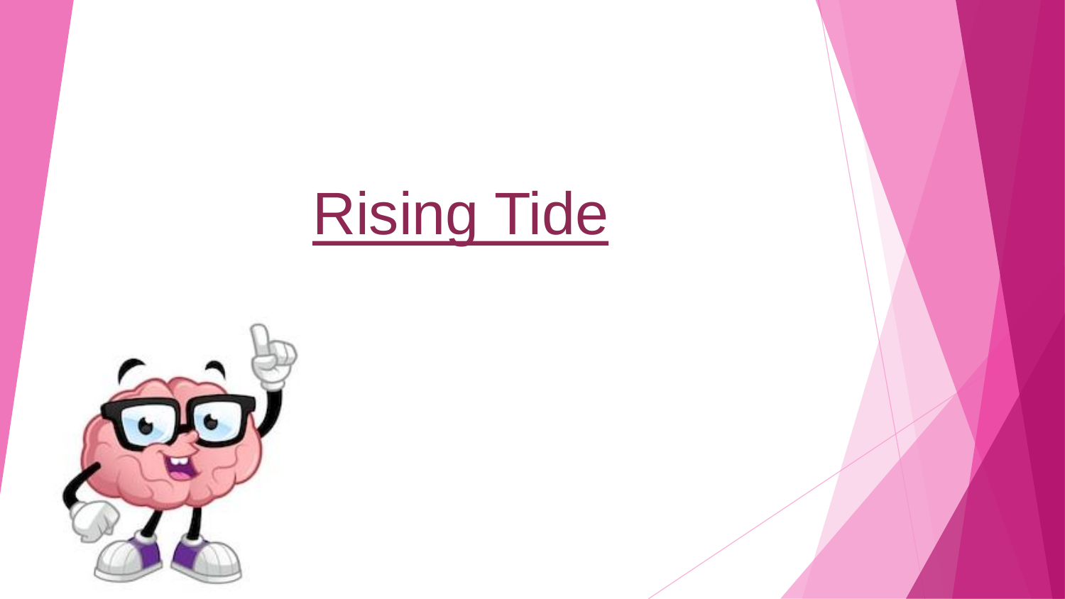# Rising Tide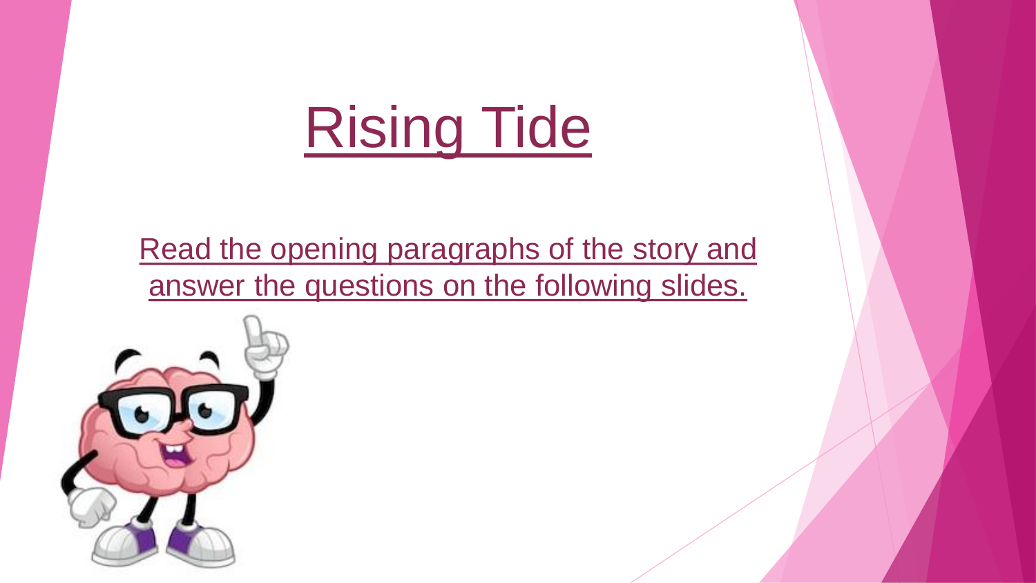# Rising Tide

Read the opening paragraphs of the story and answer the questions on the following slides.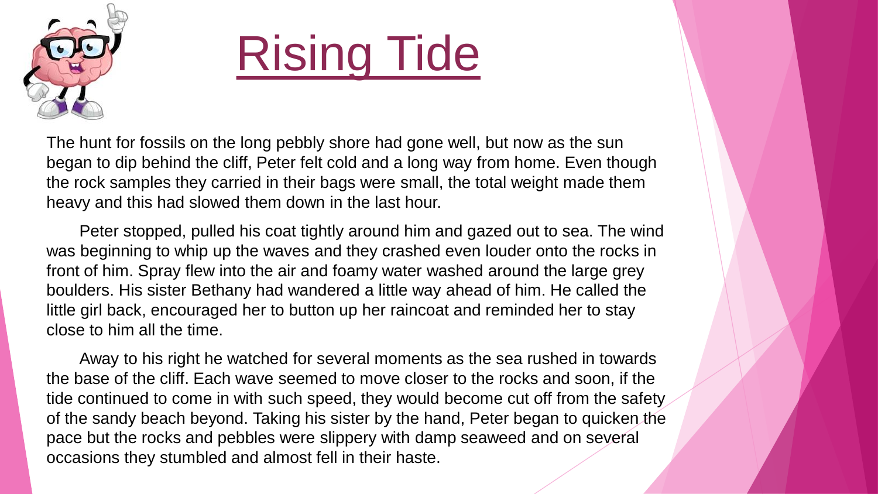# Rising Tide

The hunt for fossils on the long pebbly shore had gone well, but now as the sun began to dip behind the cliff, Peter felt cold and a long way from home. Even though the rock samples they carried in their bags were small, the total weight made them heavy and this had slowed them down in the last hour.

Peter stopped, pulled his coat tightly around him and gazed out to sea. The wind was beginning to whip up the waves and they crashed even louder onto the rocks in front of him. Spray flew into the air and foamy water washed around the large grey boulders. His sister Bethany had wandered a little way ahead of him. He called the little girl back, encouraged her to button up her raincoat and reminded her to stay close to him all the time.

Away to his right he watched for several moments as the sea rushed in towards the base of the cliff. Each wave seemed to move closer to the rocks and soon, if the tide continued to come in with such speed, they would become cut off from the safety of the sandy beach beyond. Taking his sister by the hand, Peter began to quicken the pace but the rocks and pebbles were slippery with damp seaweed and on several occasions they stumbled and almost fell in their haste.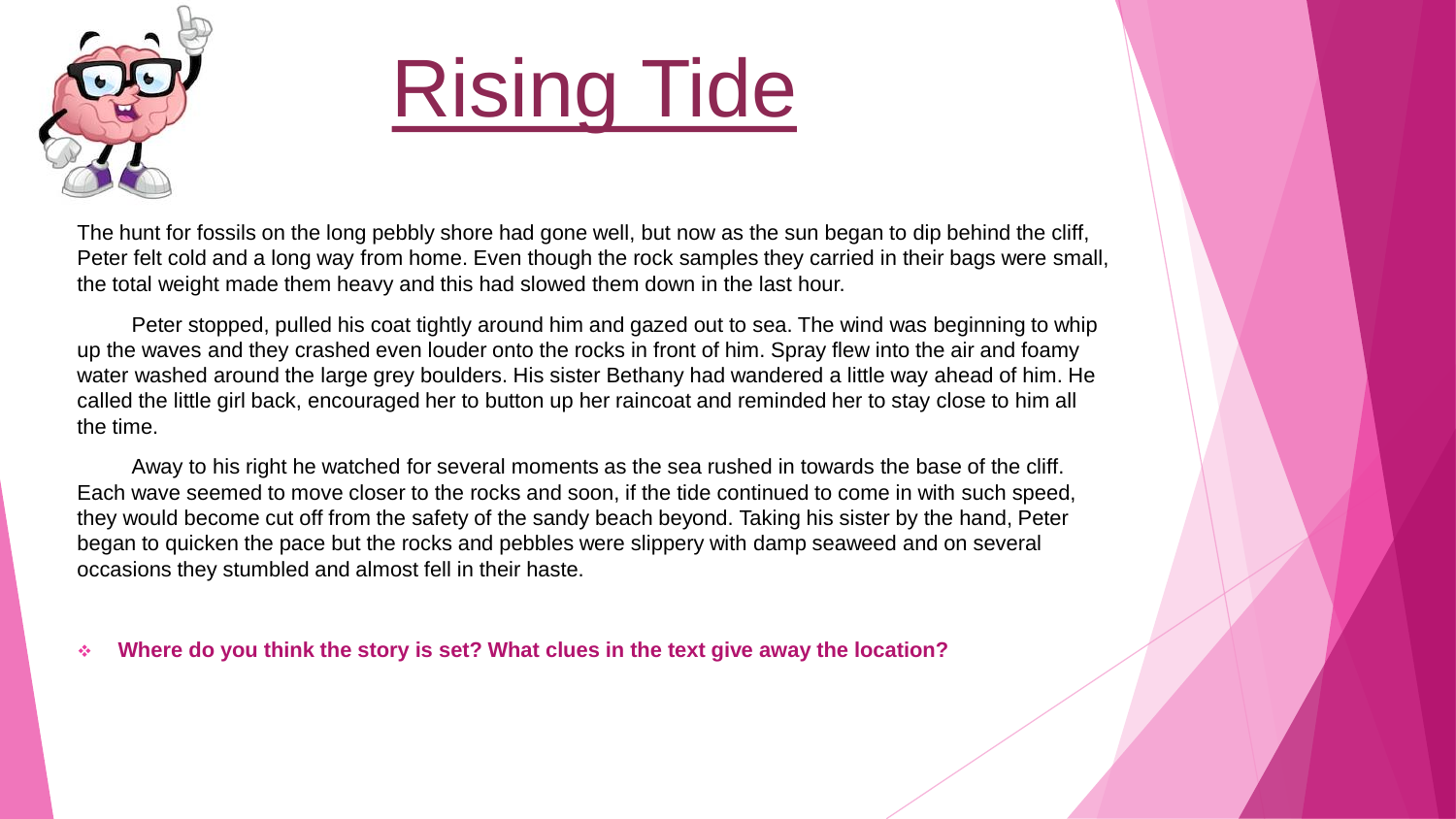# Rising Tide

The hunt for fossils on the long pebbly shore had gone well, but now as the sun began to dip behind the cliff, Peter felt cold and a long way from home. Even though the rock samples they carried in their bags were small, the total weight made them heavy and this had slowed them down in the last hour.

Peter stopped, pulled his coat tightly around him and gazed out to sea. The wind was beginning to whip up the waves and they crashed even louder onto the rocks in front of him. Spray flew into the air and foamy water washed around the large grey boulders. His sister Bethany had wandered a little way ahead of him. He called the little girl back, encouraged her to button up her raincoat and reminded her to stay close to him all the time.

Away to his right he watched for several moments as the sea rushed in towards the base of the cliff. Each wave seemed to move closer to the rocks and soon, if the tide continued to come in with such speed, they would become cut off from the safety of the sandy beach beyond. Taking his sister by the hand, Peter began to quicken the pace but the rocks and pebbles were slippery with damp seaweed and on several occasions they stumbled and almost fell in their haste.

- **Where do you think the story is set? What clues in the text give away the location?**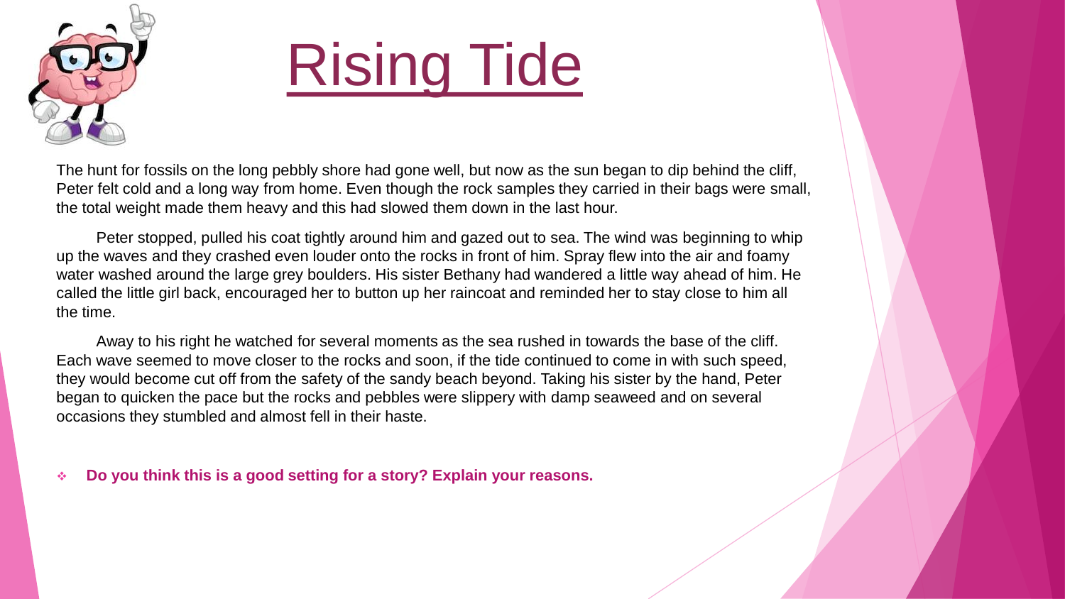# Rising Tide

The hunt for fossils on the long pebbly shore had gone well, but now as the sun began to dip behind the cliff, Peter felt cold and a long way from home. Even though the rock samples they carried in their bags were small, the total weight made them heavy and this had slowed them down in the last hour.

Peter stopped, pulled his coat tightly around him and gazed out to sea. The wind was beginning to whip up the waves and they crashed even louder onto the rocks in front of him. Spray flew into the air and foamy water washed around the large grey boulders. His sister Bethany had wandered a little way ahead of him. He called the little girl back, encouraged her to button up her raincoat and reminded her to stay close to him all the time.

Away to his right he watched for several moments as the sea rushed in towards the base of the cliff. Each wave seemed to move closer to the rocks and soon, if the tide continued to come in with such speed, they would become cut off from the safety of the sandy beach beyond. Taking his sister by the hand, Peter began to quicken the pace but the rocks and pebbles were slippery with damp seaweed and on several occasions they stumbled and almost fell in their haste.

- **Do you think this is a good setting for a story? Explain your reasons.**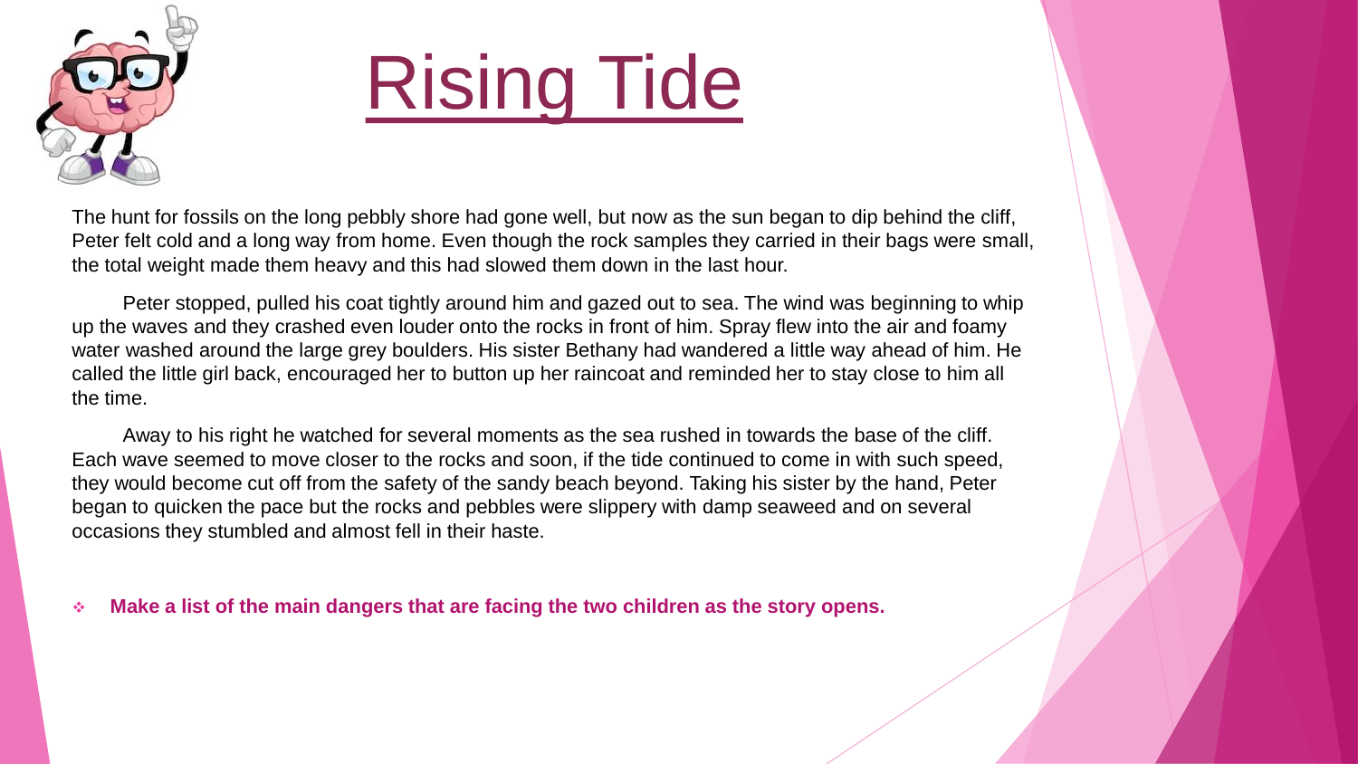# Rising Tide

The hunt for fossils on the long pebbly shore had gone well, but now as the sun began to dip behind the cliff, Peter felt cold and a long way from home. Even though the rock samples they carried in their bags were small, the total weight made them heavy and this had slowed them down in the last hour.

Peter stopped, pulled his coat tightly around him and gazed out to sea. The wind was beginning to whip up the waves and they crashed even louder onto the rocks in front of him. Spray flew into the air and foamy water washed around the large grey boulders. His sister Bethany had wandered a little way ahead of him. He called the little girl back, encouraged her to button up her raincoat and reminded her to stay close to him all the time.

Away to his right he watched for several moments as the sea rushed in towards the base of the cliff. Each wave seemed to move closer to the rocks and soon, if the tide continued to come in with such speed, they would become cut off from the safety of the sandy beach beyond. Taking his sister by the hand, Peter began to quicken the pace but the rocks and pebbles were slippery with damp seaweed and on several occasions they stumbled and almost fell in their haste.

- **Make a list of the main dangers that are facing the two children as the story opens.**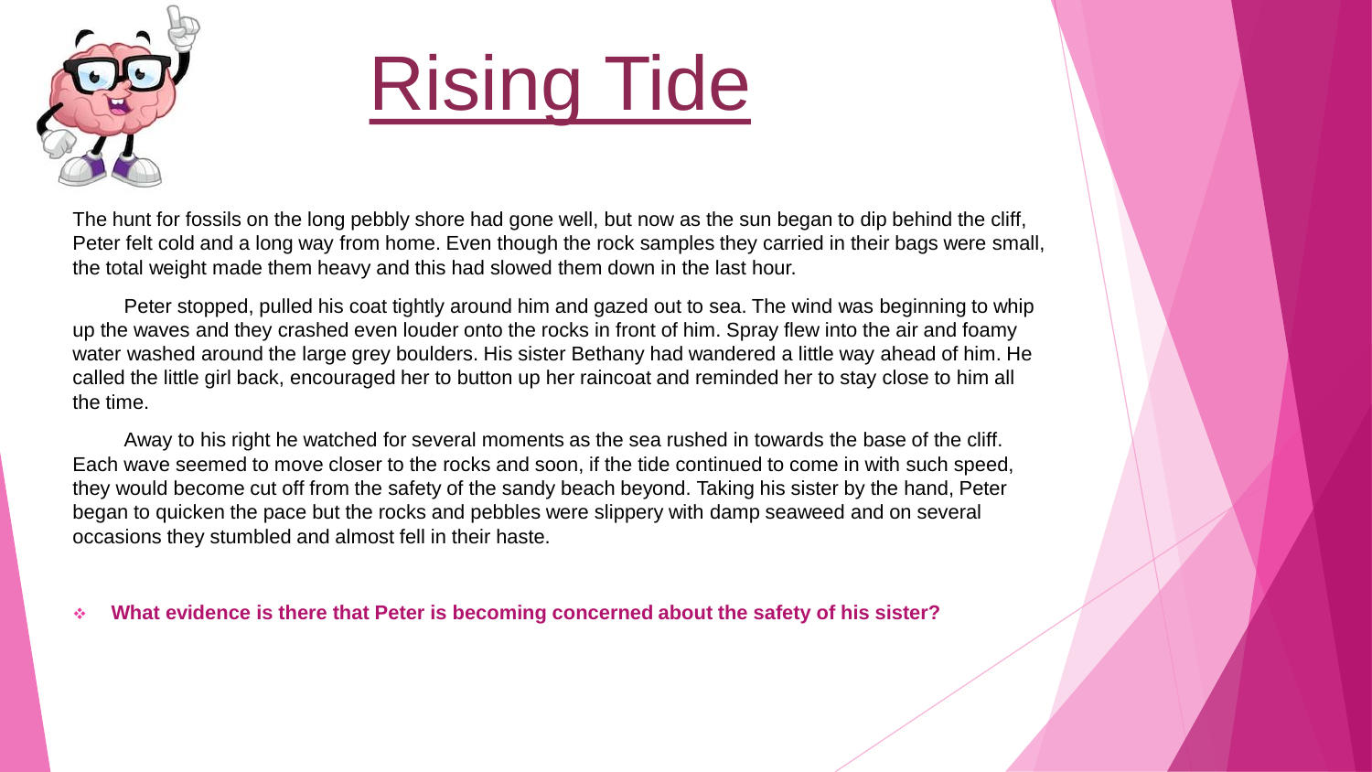# Rising Tide

The hunt for fossils on the long pebbly shore had gone well, but now as the sun began to dip behind the cliff, Peter felt cold and a long way from home. Even though the rock samples they carried in their bags were small, the total weight made them heavy and this had slowed them down in the last hour.

Peter stopped, pulled his coat tightly around him and gazed out to sea. The wind was beginning to whip up the waves and they crashed even louder onto the rocks in front of him. Spray flew into the air and foamy water washed around the large grey boulders. His sister Bethany had wandered a little way ahead of him. He called the little girl back, encouraged her to button up her raincoat and reminded her to stay close to him all the time.

Away to his right he watched for several moments as the sea rushed in towards the base of the cliff. Each wave seemed to move closer to the rocks and soon, if the tide continued to come in with such speed, they would become cut off from the safety of the sandy beach beyond. Taking his sister by the hand, Peter began to quicken the pace but the rocks and pebbles were slippery with damp seaweed and on several occasions they stumbled and almost fell in their haste.

- **What evidence is there that Peter is becoming concerned about the safety of his sister?**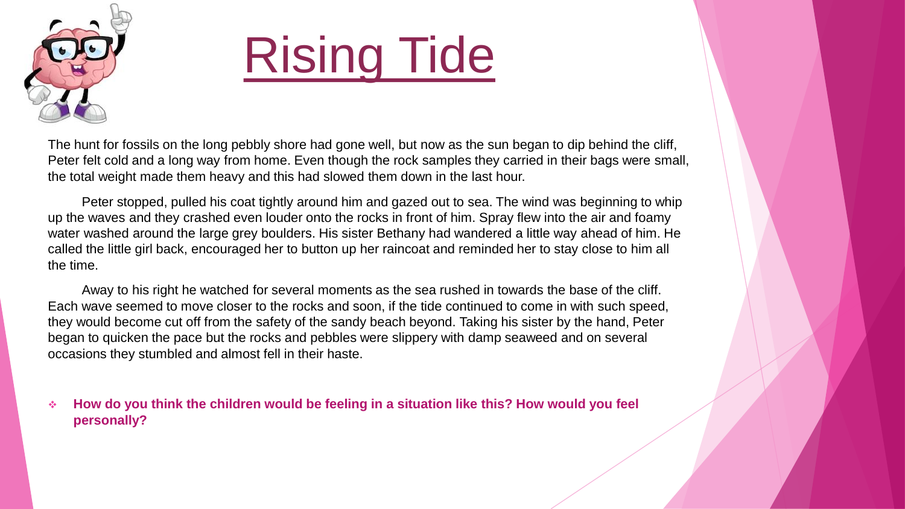# Rising Tide

The hunt for fossils on the long pebbly shore had gone well, but now as the sun began to dip behind the cliff, Peter felt cold and a long way from home. Even though the rock samples they carried in their bags were small, the total weight made them heavy and this had slowed them down in the last hour.

Peter stopped, pulled his coat tightly around him and gazed out to sea. The wind was beginning to whip up the waves and they crashed even louder onto the rocks in front of him. Spray flew into the air and foamy water washed around the large grey boulders. His sister Bethany had wandered a little way ahead of him. He called the little girl back, encouraged her to button up her raincoat and reminded her to stay close to him all the time.

Away to his right he watched for several moments as the sea rushed in towards the base of the cliff. Each wave seemed to move closer to the rocks and soon, if the tide continued to come in with such speed, they would become cut off from the safety of the sandy beach beyond. Taking his sister by the hand, Peter began to quicken the pace but the rocks and pebbles were slippery with damp seaweed and on several occasions they stumbled and almost fell in their haste.

- **How do you think the children would be feeling in a situation like this? How would you feel personally?**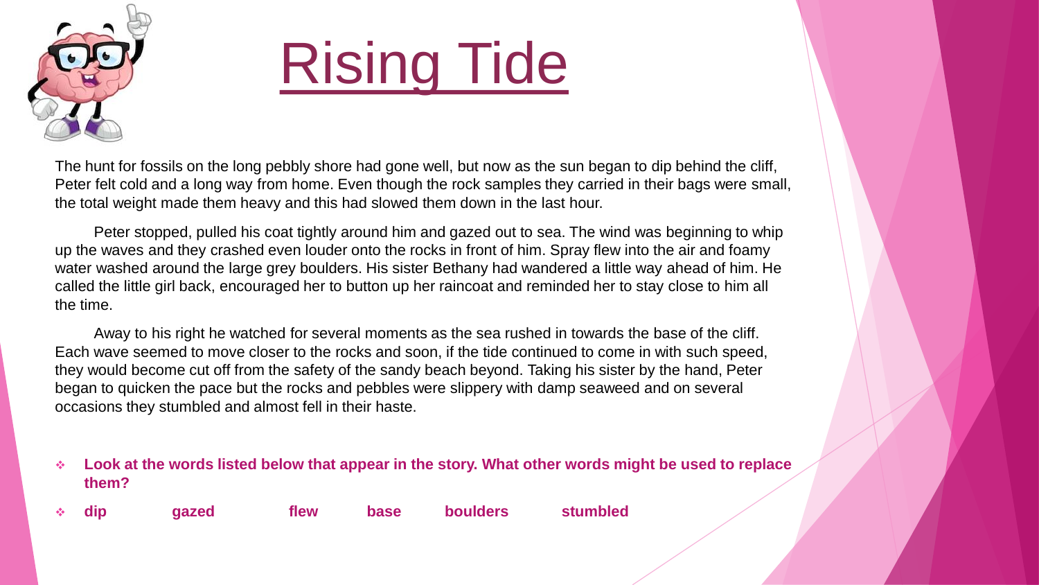# Rising Tide

The hunt for fossils on the long pebbly shore had gone well, but now as the sun began to dip behind the cliff, Peter felt cold and a long way from home. Even though the rock samples they carried in their bags were small, the total weight made them heavy and this had slowed them down in the last hour.

Peter stopped, pulled his coat tightly around him and gazed out to sea. The wind was beginning to whip up the waves and they crashed even louder onto the rocks in front of him. Spray flew into the air and foamy water washed around the large grey boulders. His sister Bethany had wandered a little way ahead of him. He called the little girl back, encouraged her to button up her raincoat and reminded her to stay close to him all the time.

Away to his right he watched for several moments as the sea rushed in towards the base of the cliff. Each wave seemed to move closer to the rocks and soon, if the tide continued to come in with such speed, they would become cut off from the safety of the sandy beach beyond. Taking his sister by the hand, Peter began to quicken the pace but the rocks and pebbles were slippery with damp seaweed and on several occasions they stumbled and almost fell in their haste.

- **Look at the words listed below that appear in the story. What other words might be used to replace them?**
- **dip gazed flew base boulders stumbled**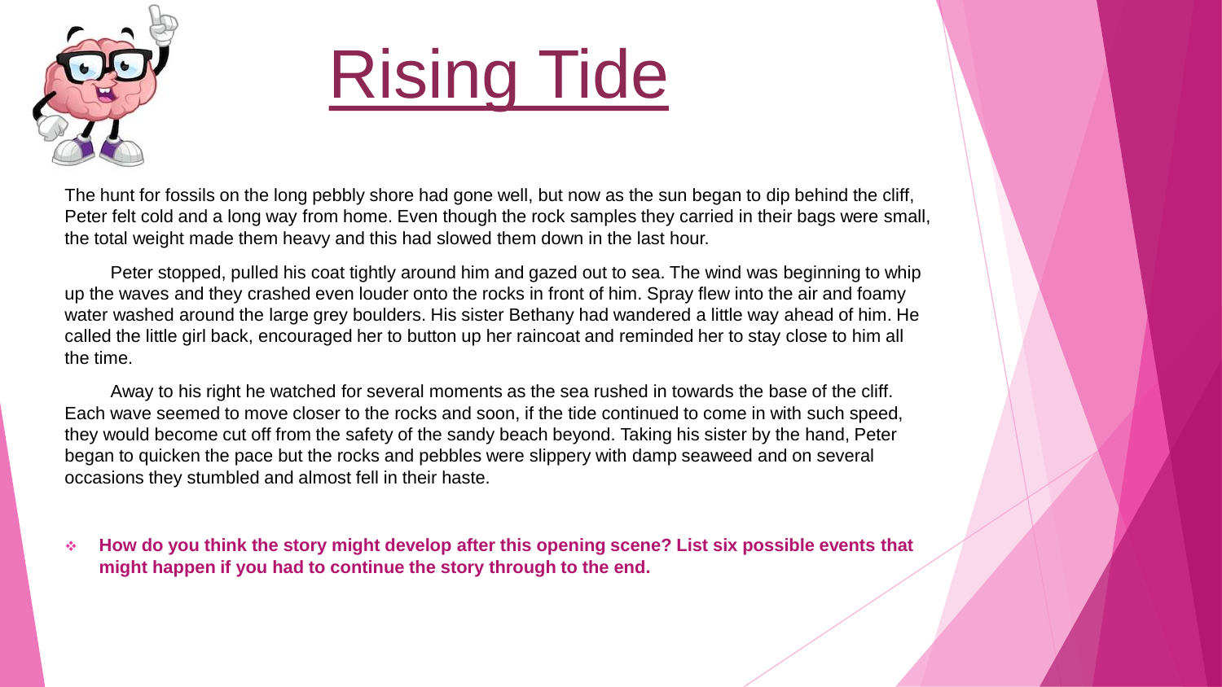# Rising Tide

The hunt for fossils on the long pebbly shore had gone well, but now as the sun began to dip behind the cliff, Peter felt cold and a long way from home. Even though the rock samples they carried in their bags were small, the total weight made them heavy and this had slowed them down in the last hour.

Peter stopped, pulled his coat tightly around him and gazed out to sea. The wind was beginning to whip up the waves and they crashed even louder onto the rocks in front of him. Spray flew into the air and foamy water washed around the large grey boulders. His sister Bethany had wandered a little way ahead of him. He called the little girl back, encouraged her to button up her raincoat and reminded her to stay close to him all the time.

Away to his right he watched for several moments as the sea rushed in towards the base of the cliff. Each wave seemed to move closer to the rocks and soon, if the tide continued to come in with such speed, they would become cut off from the safety of the sandy beach beyond. Taking his sister by the hand, Peter began to quicken the pace but the rocks and pebbles were slippery with damp seaweed and on several occasions they stumbled and almost fell in their haste.

- **How do you think the story might develop after this opening scene? List six possible events that might happen if you had to continue the story through to the end.**